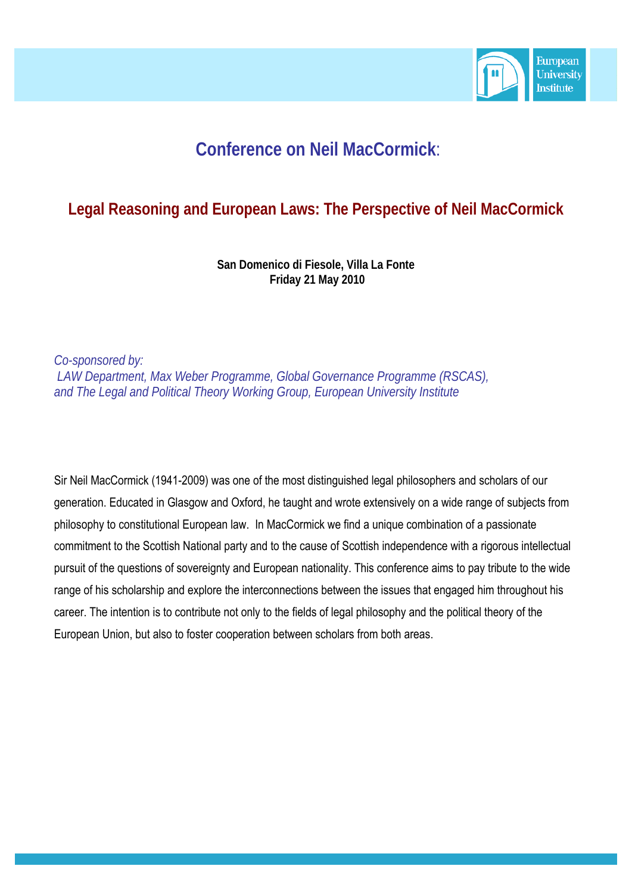# Conference on Neil MacCormick:

## Legal Reasoning and European Laws: The Perspective of Neil MacCormick

**San Domenico di Fiesole, Villa La Fonte**
**Friday 21 May 2010**

*Co-sponsored by:*
*LAW Department, Max Weber Programme, Global Governance Programme (RSCAS), and The Legal and Political Theory Working Group, European University Institute*

Sir Neil MacCormick (1941-2009) was one of the most distinguished legal philosophers and scholars of our generation. Educated in Glasgow and Oxford, he taught and wrote extensively on a wide range of subjects from philosophy to constitutional European law. In MacCormick we find a unique combination of a passionate commitment to the Scottish National party and to the cause of Scottish independence with a rigorous intellectual pursuit of the questions of sovereignty and European nationality. This conference aims to pay tribute to the wide range of his scholarship and explore the interconnections between the issues that engaged him throughout his career. The intention is to contribute not only to the fields of legal philosophy and the political theory of the European Union, but also to foster cooperation between scholars from both areas.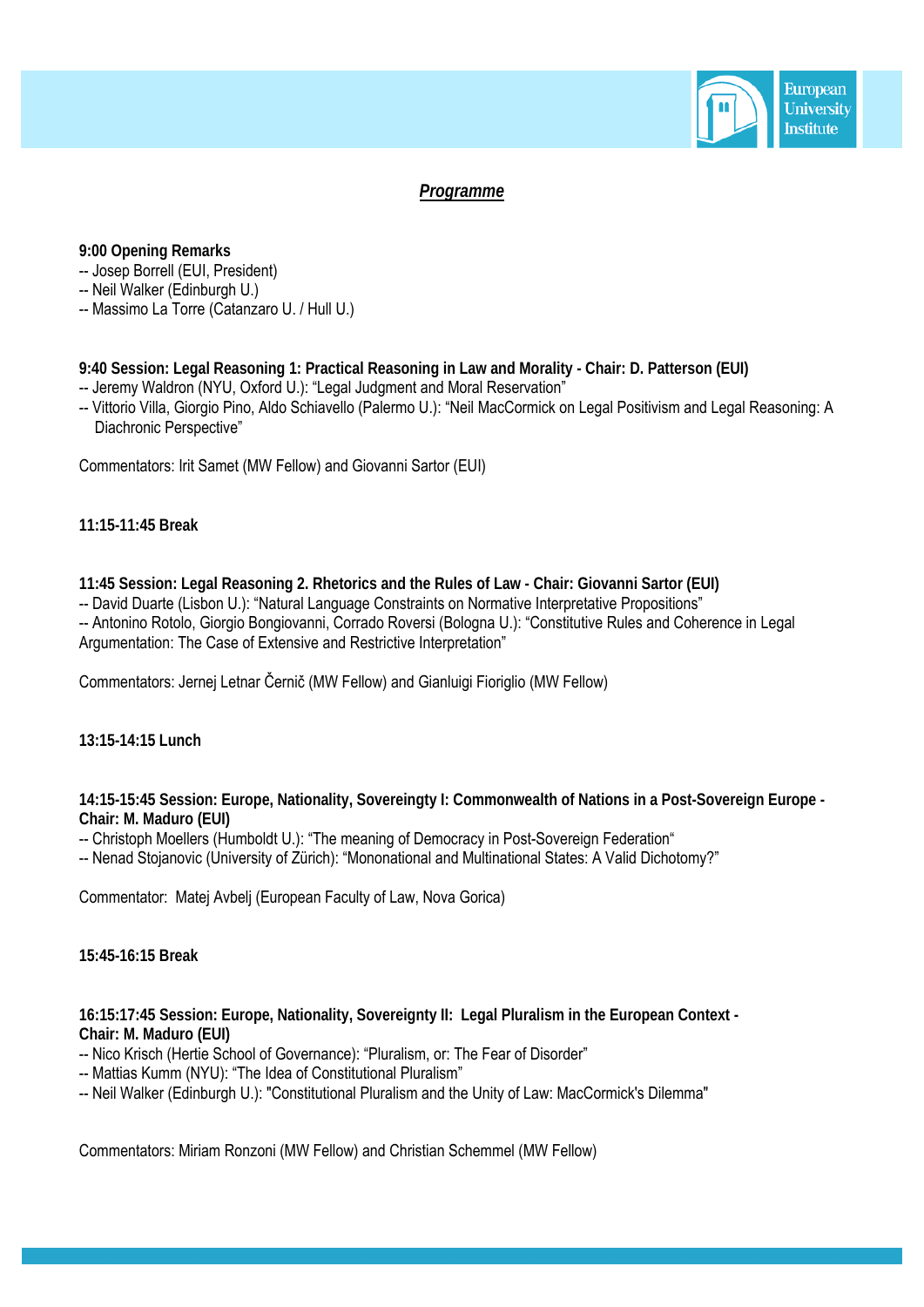## ***Programme***

**9:00 Opening Remarks**
-- Josep Borrell (EUI, President)
-- Neil Walker (Edinburgh U.)
-- Massimo La Torre (Catanzaro U. / Hull U.)

**9:40 Session: Legal Reasoning 1: Practical Reasoning in Law and Morality - Chair: D. Patterson (EUI)**
-- Jeremy Waldron (NYU, Oxford U.): "Legal Judgment and Moral Reservation"
-- Vittorio Villa, Giorgio Pino, Aldo Schiavello (Palermo U.): "Neil MacCormick on Legal Positivism and Legal Reasoning: A Diachronic Perspective"

Commentators: Irit Samet (MW Fellow) and Giovanni Sartor (EUI)

**11:15-11:45 Break**

**11:45 Session: Legal Reasoning 2. Rhetorics and the Rules of Law - Chair: Giovanni Sartor (EUI)**
-- David Duarte (Lisbon U.): "Natural Language Constraints on Normative Interpretative Propositions"
-- Antonino Rotolo, Giorgio Bongiovanni, Corrado Roversi (Bologna U.): "Constitutive Rules and Coherence in Legal Argumentation: The Case of Extensive and Restrictive Interpretation"

Commentators: Jernej Letnar Černič (MW Fellow) and Gianluigi Fioriglio (MW Fellow)

**13:15-14:15 Lunch**

**14:15-15:45 Session: Europe, Nationality, Sovereingty I: Commonwealth of Nations in a Post-Sovereign Europe - Chair: M. Maduro (EUI)**
-- Christoph Moellers (Humboldt U.): "The meaning of Democracy in Post-Sovereign Federation"
-- Nenad Stojanovic (University of Zürich): "Mononational and Multinational States: A Valid Dichotomy?"

Commentator: Matej Avbelj (European Faculty of Law, Nova Gorica)

**15:45-16:15 Break**

**16:15:17:45 Session: Europe, Nationality, Sovereignty II: Legal Pluralism in the European Context - Chair: M. Maduro (EUI)**
-- Nico Krisch (Hertie School of Governance): "Pluralism, or: The Fear of Disorder"
-- Mattias Kumm (NYU): "The Idea of Constitutional Pluralism"
-- Neil Walker (Edinburgh U.): "Constitutional Pluralism and the Unity of Law: MacCormick's Dilemma"

Commentators: Miriam Ronzoni (MW Fellow) and Christian Schemmel (MW Fellow)